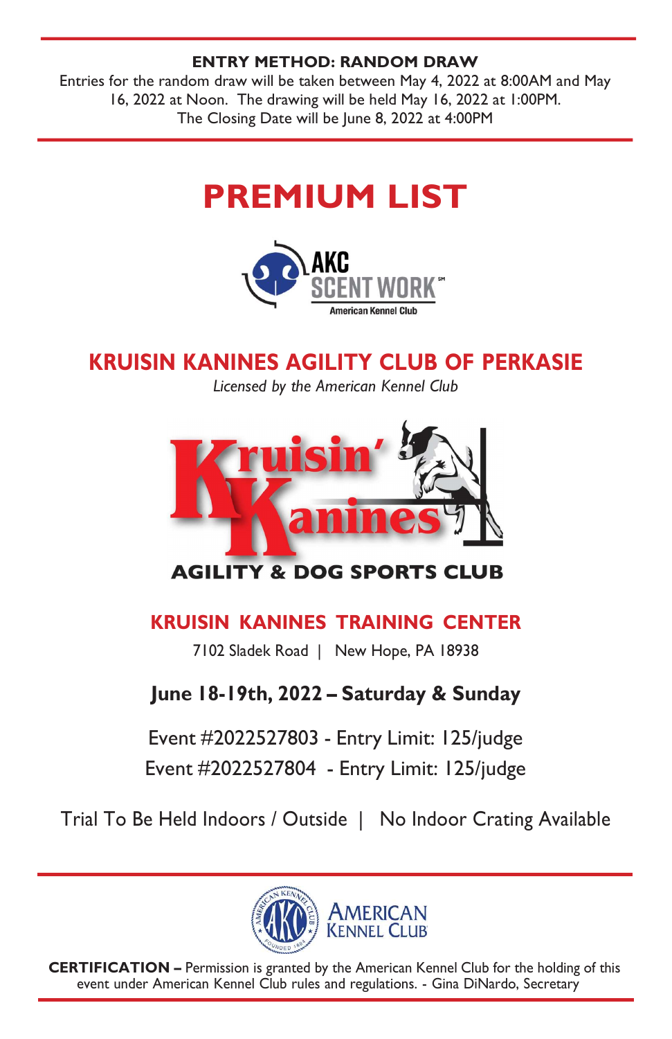**ENTRY METHOD: RANDOM DRAW**

Entries for the random draw will be taken between May 4, 2022 at 8:00AM and May 16, 2022 at Noon. The drawing will be held May 16, 2022 at 1:00PM. The Closing Date will be June 8, 2022 at 4:00PM

# PREMIUM LIST

AKC SCENT WORK℠
American Kennel Club

## KRUISIN KANINES AGILITY CLUB OF PERKASIE

*Licensed by the American Kennel Club*

Kruisin' Kanines
AGILITY & DOG SPORTS CLUB

## KRUISIN KANINES TRAINING CENTER

7102 Sladek Road | New Hope, PA 18938

**June 18-19th, 2022 – Saturday & Sunday**

Event #2022527803 - Entry Limit: 125/judge

Event #2022527804 - Entry Limit: 125/judge

Trial To Be Held Indoors / Outside | No Indoor Crating Available

AMERICAN KENNEL CLUB

**CERTIFICATION –** Permission is granted by the American Kennel Club for the holding of this event under American Kennel Club rules and regulations. - Gina DiNardo, Secretary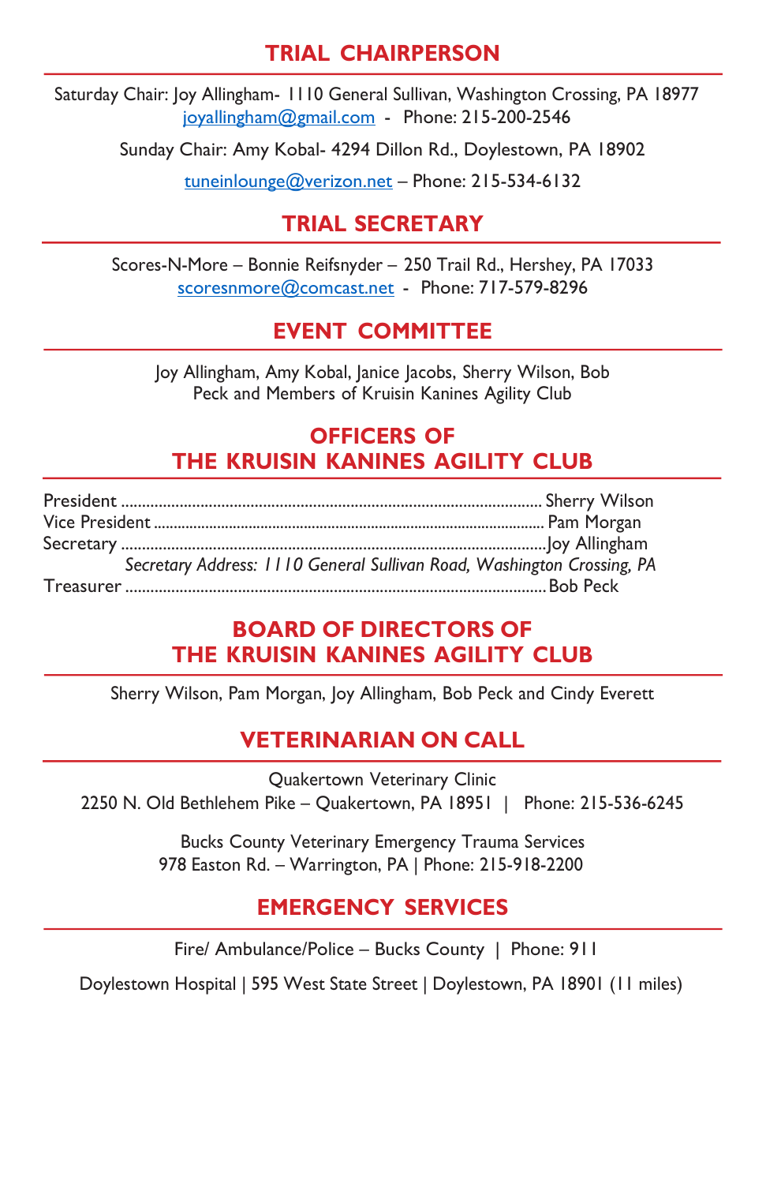## TRIAL CHAIRPERSON

Saturday Chair: Joy Allingham- 1110 General Sullivan, Washington Crossing, PA 18977
joyallingham@gmail.com - Phone: 215-200-2546

Sunday Chair: Amy Kobal- 4294 Dillon Rd., Doylestown, PA 18902

tuneinlounge@verizon.net – Phone: 215-534-6132

## TRIAL SECRETARY

Scores-N-More – Bonnie Reifsnyder – 250 Trail Rd., Hershey, PA 17033
scoresnmore@comcast.net - Phone: 717-579-8296

## EVENT COMMITTEE

Joy Allingham, Amy Kobal, Janice Jacobs, Sherry Wilson, Bob Peck and Members of Kruisin Kanines Agility Club

## OFFICERS OF THE KRUISIN KANINES AGILITY CLUB

President .................................................. Sherry Wilson
Vice President .................................................. Pam Morgan
Secretary .................................................. Joy Allingham
*Secretary Address: 1110 General Sullivan Road, Washington Crossing, PA*
Treasurer .................................................. Bob Peck

## BOARD OF DIRECTORS OF THE KRUISIN KANINES AGILITY CLUB

Sherry Wilson, Pam Morgan, Joy Allingham, Bob Peck and Cindy Everett

## VETERINARIAN ON CALL

Quakertown Veterinary Clinic
2250 N. Old Bethlehem Pike – Quakertown, PA 18951 | Phone: 215-536-6245

Bucks County Veterinary Emergency Trauma Services
978 Easton Rd. – Warrington, PA | Phone: 215-918-2200

## EMERGENCY SERVICES

Fire/ Ambulance/Police – Bucks County | Phone: 911

Doylestown Hospital | 595 West State Street | Doylestown, PA 18901 (11 miles)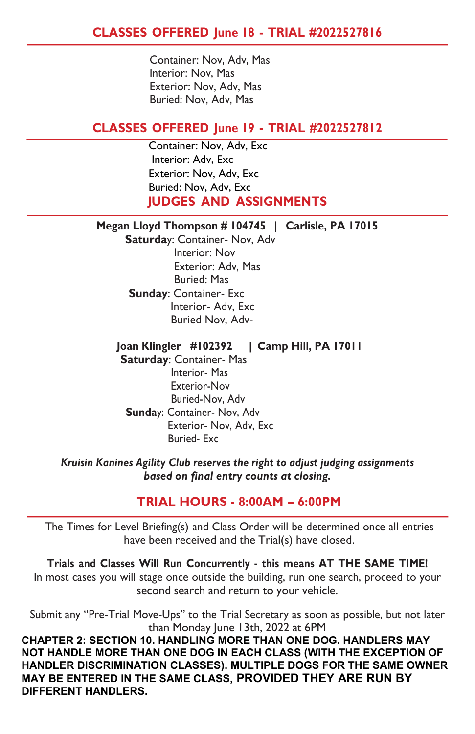## CLASSES OFFERED June 18 - TRIAL #2022527816

Container: Nov, Adv, Mas
Interior: Nov, Mas
Exterior: Nov, Adv, Mas
Buried: Nov, Adv, Mas

## CLASSES OFFERED June 19 - TRIAL #2022527812

Container: Nov, Adv, Exc
Interior: Adv, Exc
Exterior: Nov, Adv, Exc
Buried: Nov, Adv, Exc

## JUDGES AND ASSIGNMENTS

**Megan Lloyd Thompson # 104745 | Carlisle, PA 17015**

**Saturday**: Container- Nov, Adv
Interior: Nov
Exterior: Adv, Mas
Buried: Mas

**Sunday**: Container- Exc
Interior- Adv, Exc
Buried Nov, Adv-

**Joan Klingler #102392 | Camp Hill, PA 17011**

**Saturday**: Container- Mas
Interior- Mas
Exterior-Nov
Buried-Nov, Adv

**Sunday**: Container- Nov, Adv
Exterior- Nov, Adv, Exc
Buried- Exc

***Kruisin Kanines Agility Club reserves the right to adjust judging assignments based on final entry counts at closing.***

## TRIAL HOURS - 8:00AM – 6:00PM

The Times for Level Briefing(s) and Class Order will be determined once all entries have been received and the Trial(s) have closed.

**Trials and Classes Will Run Concurrently - this means AT THE SAME TIME!**
In most cases you will stage once outside the building, run one search, proceed to your second search and return to your vehicle.

Submit any "Pre-Trial Move-Ups" to the Trial Secretary as soon as possible, but not later than Monday June 13th, 2022 at 6PM

**CHAPTER 2: SECTION 10. HANDLING MORE THAN ONE DOG. HANDLERS MAY NOT HANDLE MORE THAN ONE DOG IN EACH CLASS (WITH THE EXCEPTION OF HANDLER DISCRIMINATION CLASSES). MULTIPLE DOGS FOR THE SAME OWNER MAY BE ENTERED IN THE SAME CLASS, PROVIDED THEY ARE RUN BY DIFFERENT HANDLERS.**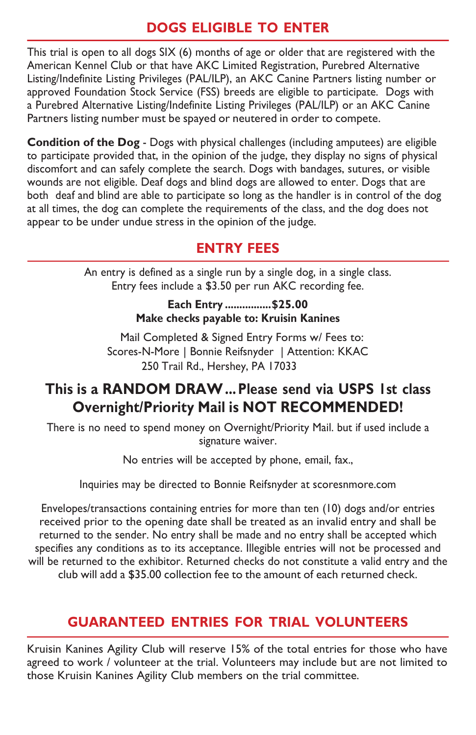## DOGS ELIGIBLE TO ENTER

This trial is open to all dogs SIX (6) months of age or older that are registered with the American Kennel Club or that have AKC Limited Registration, Purebred Alternative Listing/Indefinite Listing Privileges (PAL/ILP), an AKC Canine Partners listing number or approved Foundation Stock Service (FSS) breeds are eligible to participate. Dogs with a Purebred Alternative Listing/Indefinite Listing Privileges (PAL/ILP) or an AKC Canine Partners listing number must be spayed or neutered in order to compete.

**Condition of the Dog** - Dogs with physical challenges (including amputees) are eligible to participate provided that, in the opinion of the judge, they display no signs of physical discomfort and can safely complete the search. Dogs with bandages, sutures, or visible wounds are not eligible. Deaf dogs and blind dogs are allowed to enter. Dogs that are both deaf and blind are able to participate so long as the handler is in control of the dog at all times, the dog can complete the requirements of the class, and the dog does not appear to be under undue stress in the opinion of the judge.

## ENTRY FEES

An entry is defined as a single run by a single dog, in a single class.
Entry fees include a $3.50 per run AKC recording fee.

**Each Entry ................$25.00**
**Make checks payable to: Kruisin Kanines**

Mail Completed & Signed Entry Forms w/ Fees to:
Scores-N-More | Bonnie Reifsnyder | Attention: KKAC
250 Trail Rd., Hershey, PA 17033

**This is a RANDOM DRAW... Please send via USPS 1st class Overnight/Priority Mail is NOT RECOMMENDED!**

There is no need to spend money on Overnight/Priority Mail. but if used include a signature waiver.

No entries will be accepted by phone, email, fax.,

Inquiries may be directed to Bonnie Reifsnyder at scoresnmore.com

Envelopes/transactions containing entries for more than ten (10) dogs and/or entries received prior to the opening date shall be treated as an invalid entry and shall be returned to the sender. No entry shall be made and no entry shall be accepted which specifies any conditions as to its acceptance. Illegible entries will not be processed and will be returned to the exhibitor. Returned checks do not constitute a valid entry and the club will add a $35.00 collection fee to the amount of each returned check.

## GUARANTEED ENTRIES FOR TRIAL VOLUNTEERS

Kruisin Kanines Agility Club will reserve 15% of the total entries for those who have agreed to work / volunteer at the trial. Volunteers may include but are not limited to those Kruisin Kanines Agility Club members on the trial committee.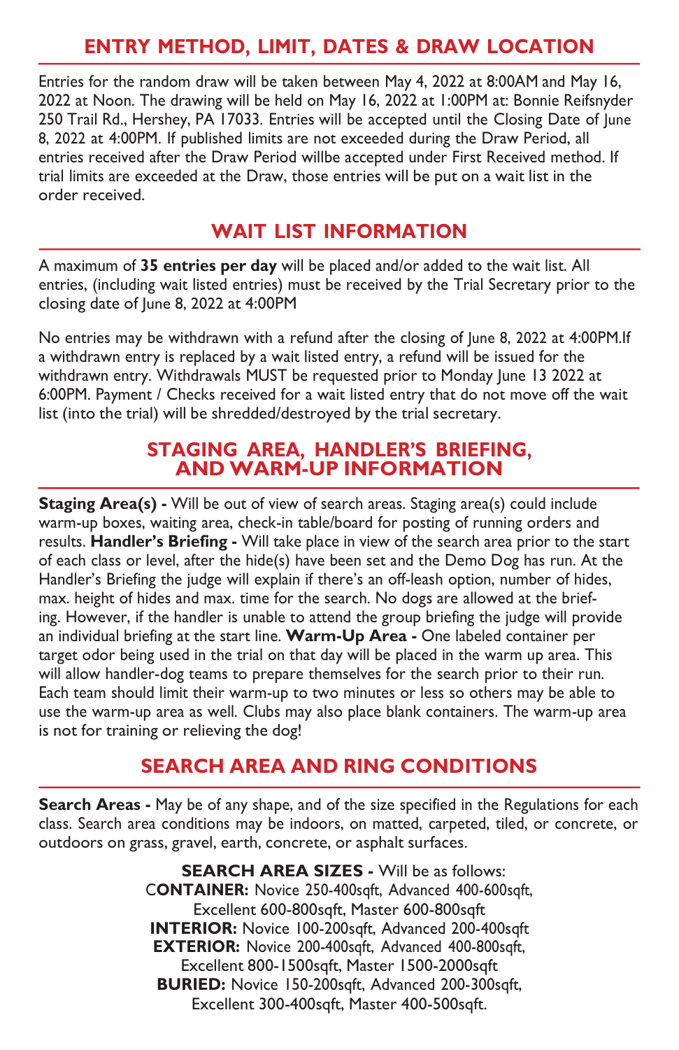## ENTRY METHOD, LIMIT, DATES & DRAW LOCATION

Entries for the random draw will be taken between May 4, 2022 at 8:00AM and May 16, 2022 at Noon. The drawing will be held on May 16, 2022 at 1:00PM at: Bonnie Reifsnyder 250 Trail Rd., Hershey, PA 17033. Entries will be accepted until the Closing Date of June 8, 2022 at 4:00PM. If published limits are not exceeded during the Draw Period, all entries received after the Draw Period willbe accepted under First Received method. If trial limits are exceeded at the Draw, those entries will be put on a wait list in the order received.

## WAIT LIST INFORMATION

A maximum of **35 entries per day** will be placed and/or added to the wait list. All entries, (including wait listed entries) must be received by the Trial Secretary prior to the closing date of June 8, 2022 at 4:00PM

No entries may be withdrawn with a refund after the closing of June 8, 2022 at 4:00PM.If a withdrawn entry is replaced by a wait listed entry, a refund will be issued for the withdrawn entry. Withdrawals MUST be requested prior to Monday June 13 2022 at 6:00PM. Payment / Checks received for a wait listed entry that do not move off the wait list (into the trial) will be shredded/destroyed by the trial secretary.

## STAGING AREA, HANDLER'S BRIEFING, AND WARM-UP INFORMATION

**Staging Area(s) -** Will be out of view of search areas. Staging area(s) could include warm-up boxes, waiting area, check-in table/board for posting of running orders and results. **Handler's Briefing -** Will take place in view of the search area prior to the start of each class or level, after the hide(s) have been set and the Demo Dog has run. At the Handler's Briefing the judge will explain if there's an off-leash option, number of hides, max. height of hides and max. time for the search. No dogs are allowed at the briefing. However, if the handler is unable to attend the group briefing the judge will provide an individual briefing at the start line. **Warm-Up Area -** One labeled container per target odor being used in the trial on that day will be placed in the warm up area. This will allow handler-dog teams to prepare themselves for the search prior to their run. Each team should limit their warm-up to two minutes or less so others may be able to use the warm-up area as well. Clubs may also place blank containers. The warm-up area is not for training or relieving the dog!

## SEARCH AREA AND RING CONDITIONS

**Search Areas -** May be of any shape, and of the size specified in the Regulations for each class. Search area conditions may be indoors, on matted, carpeted, tiled, or concrete, or outdoors on grass, gravel, earth, concrete, or asphalt surfaces.

**SEARCH AREA SIZES -** Will be as follows:
**CONTAINER:** Novice 250-400sqft, Advanced 400-600sqft, Excellent 600-800sqft, Master 600-800sqft
**INTERIOR:** Novice 100-200sqft, Advanced 200-400sqft
**EXTERIOR:** Novice 200-400sqft, Advanced 400-800sqft, Excellent 800-1500sqft, Master 1500-2000sqft
**BURIED:** Novice 150-200sqft, Advanced 200-300sqft, Excellent 300-400sqft, Master 400-500sqft.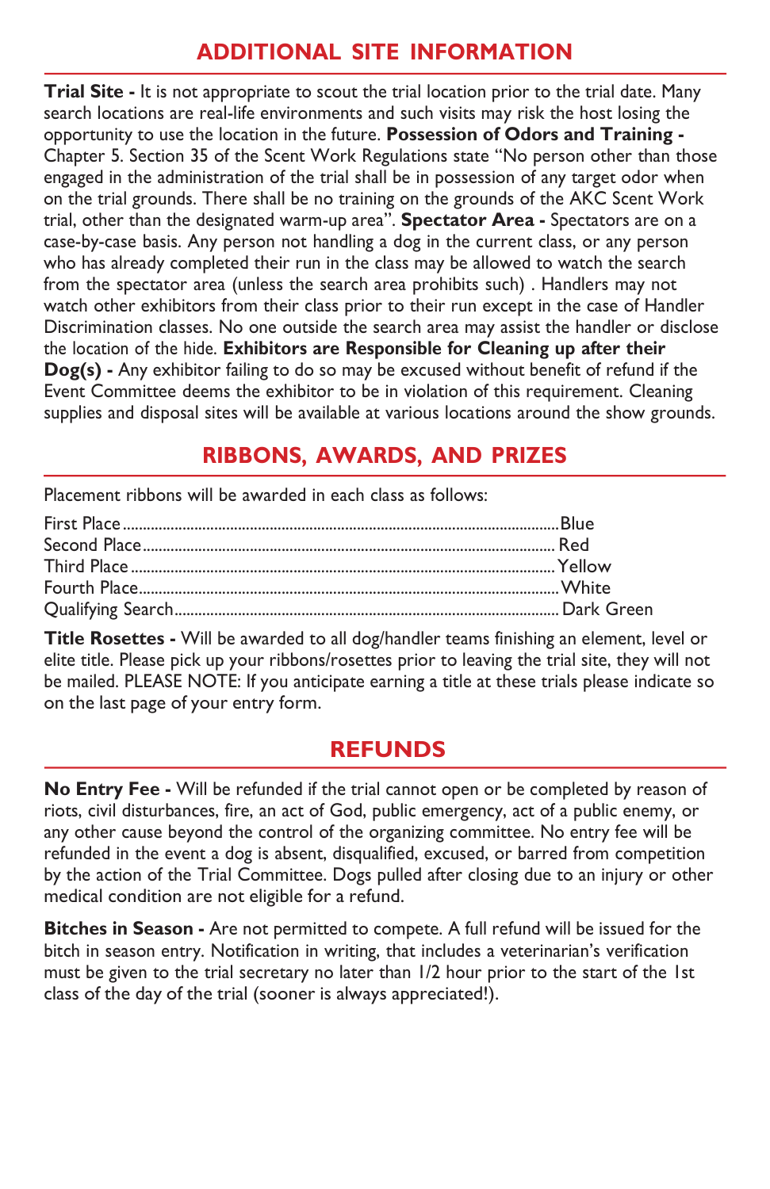## ADDITIONAL SITE INFORMATION

**Trial Site -** It is not appropriate to scout the trial location prior to the trial date. Many search locations are real-life environments and such visits may risk the host losing the opportunity to use the location in the future. **Possession of Odors and Training -** Chapter 5. Section 35 of the Scent Work Regulations state "No person other than those engaged in the administration of the trial shall be in possession of any target odor when on the trial grounds. There shall be no training on the grounds of the AKC Scent Work trial, other than the designated warm-up area". **Spectator Area -** Spectators are on a case-by-case basis. Any person not handling a dog in the current class, or any person who has already completed their run in the class may be allowed to watch the search from the spectator area (unless the search area prohibits such) . Handlers may not watch other exhibitors from their class prior to their run except in the case of Handler Discrimination classes. No one outside the search area may assist the handler or disclose the location of the hide. **Exhibitors are Responsible for Cleaning up after their Dog(s) -** Any exhibitor failing to do so may be excused without benefit of refund if the Event Committee deems the exhibitor to be in violation of this requirement. Cleaning supplies and disposal sites will be available at various locations around the show grounds.

## RIBBONS, AWARDS, AND PRIZES

Placement ribbons will be awarded in each class as follows:

First Place ........ Blue
Second Place ........ Red
Third Place ........ Yellow
Fourth Place ........ White
Qualifying Search ........ Dark Green

**Title Rosettes -** Will be awarded to all dog/handler teams finishing an element, level or elite title. Please pick up your ribbons/rosettes prior to leaving the trial site, they will not be mailed. PLEASE NOTE: If you anticipate earning a title at these trials please indicate so on the last page of your entry form.

## REFUNDS

**No Entry Fee -** Will be refunded if the trial cannot open or be completed by reason of riots, civil disturbances, fire, an act of God, public emergency, act of a public enemy, or any other cause beyond the control of the organizing committee. No entry fee will be refunded in the event a dog is absent, disqualified, excused, or barred from competition by the action of the Trial Committee. Dogs pulled after closing due to an injury or other medical condition are not eligible for a refund.

**Bitches in Season -** Are not permitted to compete. A full refund will be issued for the bitch in season entry. Notification in writing, that includes a veterinarian's verification must be given to the trial secretary no later than 1/2 hour prior to the start of the 1st class of the day of the trial (sooner is always appreciated!).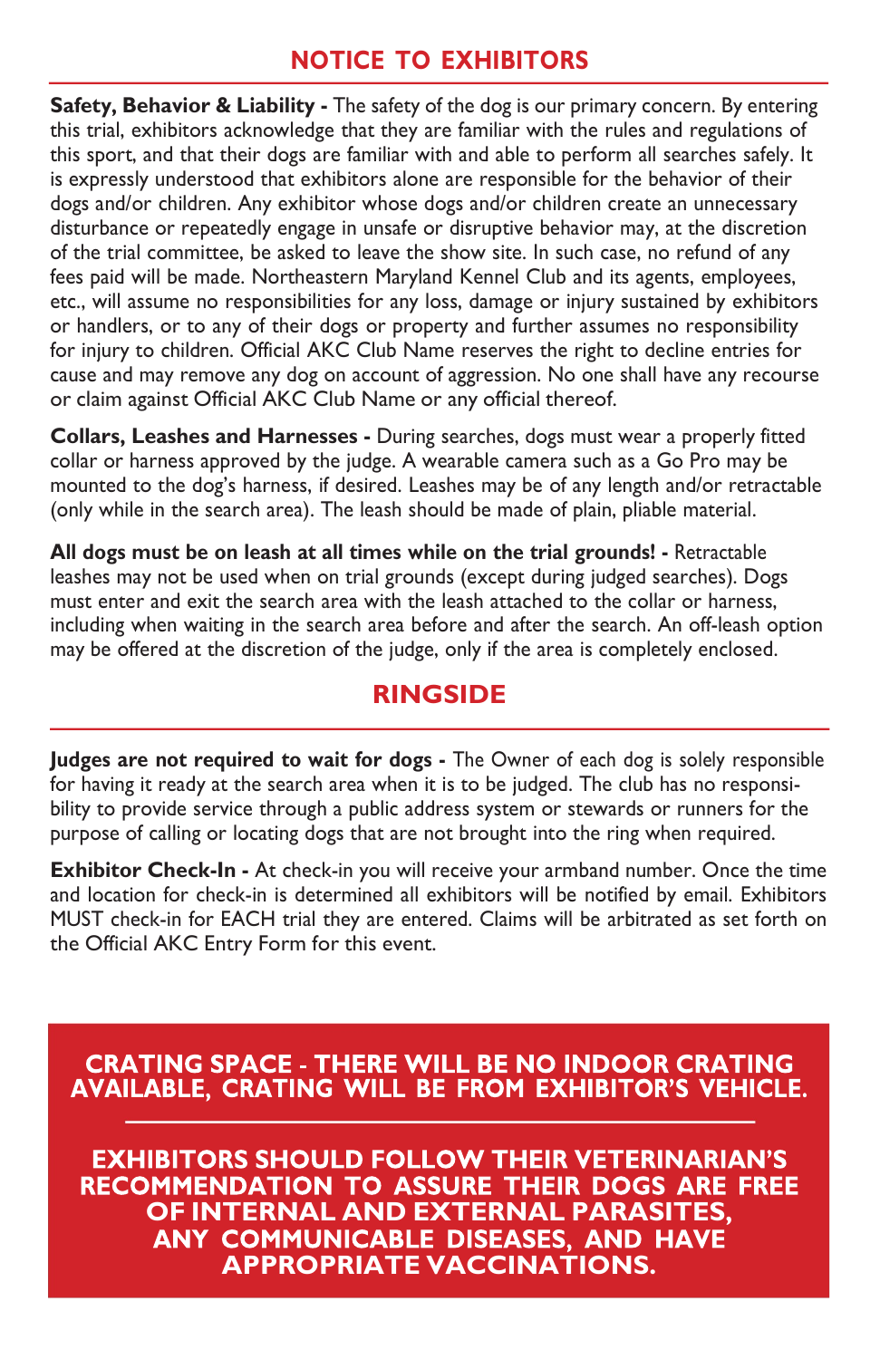## NOTICE TO EXHIBITORS

**Safety, Behavior & Liability -** The safety of the dog is our primary concern. By entering this trial, exhibitors acknowledge that they are familiar with the rules and regulations of this sport, and that their dogs are familiar with and able to perform all searches safely. It is expressly understood that exhibitors alone are responsible for the behavior of their dogs and/or children. Any exhibitor whose dogs and/or children create an unnecessary disturbance or repeatedly engage in unsafe or disruptive behavior may, at the discretion of the trial committee, be asked to leave the show site. In such case, no refund of any fees paid will be made. Northeastern Maryland Kennel Club and its agents, employees, etc., will assume no responsibilities for any loss, damage or injury sustained by exhibitors or handlers, or to any of their dogs or property and further assumes no responsibility for injury to children. Official AKC Club Name reserves the right to decline entries for cause and may remove any dog on account of aggression. No one shall have any recourse or claim against Official AKC Club Name or any official thereof.

**Collars, Leashes and Harnesses -** During searches, dogs must wear a properly fitted collar or harness approved by the judge. A wearable camera such as a Go Pro may be mounted to the dog's harness, if desired. Leashes may be of any length and/or retractable (only while in the search area). The leash should be made of plain, pliable material.

**All dogs must be on leash at all times while on the trial grounds! -** Retractable leashes may not be used when on trial grounds (except during judged searches). Dogs must enter and exit the search area with the leash attached to the collar or harness, including when waiting in the search area before and after the search. An off-leash option may be offered at the discretion of the judge, only if the area is completely enclosed.

## RINGSIDE

**Judges are not required to wait for dogs -** The Owner of each dog is solely responsible for having it ready at the search area when it is to be judged. The club has no responsibility to provide service through a public address system or stewards or runners for the purpose of calling or locating dogs that are not brought into the ring when required.

**Exhibitor Check-In -** At check-in you will receive your armband number. Once the time and location for check-in is determined all exhibitors will be notified by email. Exhibitors MUST check-in for EACH trial they are entered. Claims will be arbitrated as set forth on the Official AKC Entry Form for this event.

**CRATING SPACE - THERE WILL BE NO INDOOR CRATING AVAILABLE, CRATING WILL BE FROM EXHIBITOR'S VEHICLE.**

**EXHIBITORS SHOULD FOLLOW THEIR VETERINARIAN'S RECOMMENDATION TO ASSURE THEIR DOGS ARE FREE OF INTERNAL AND EXTERNAL PARASITES, ANY COMMUNICABLE DISEASES, AND HAVE APPROPRIATE VACCINATIONS.**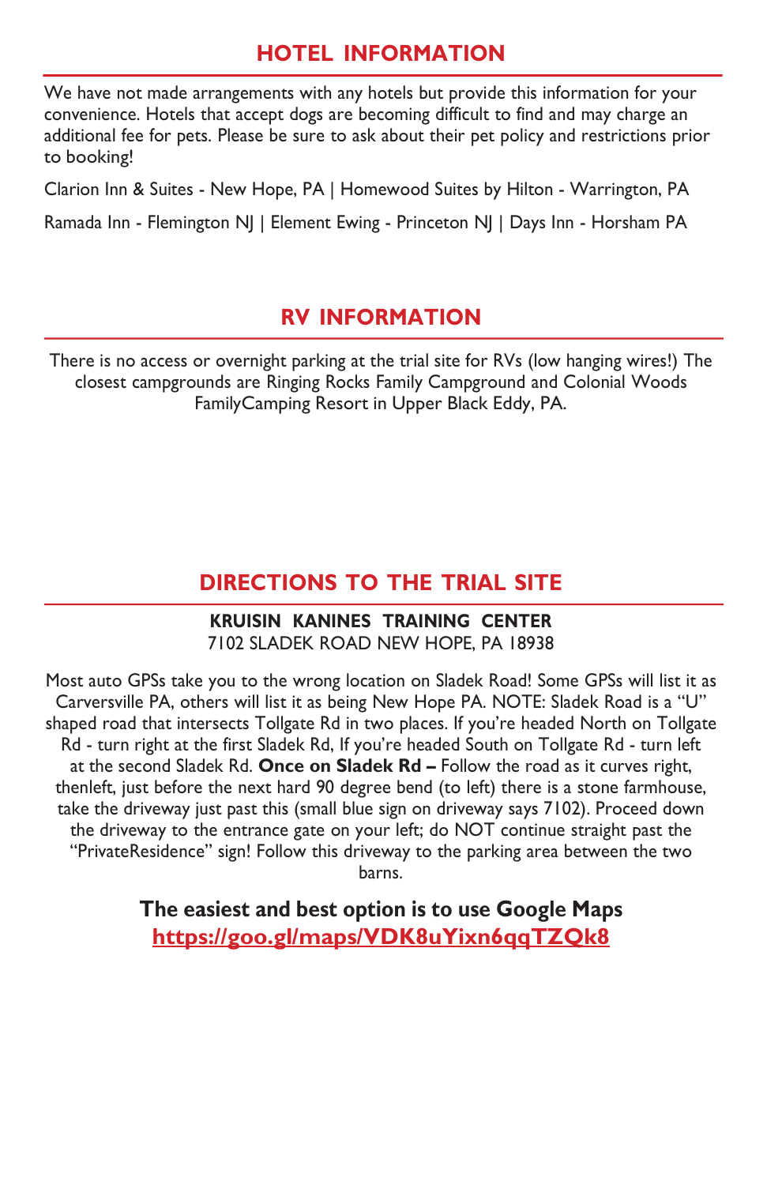## HOTEL INFORMATION

We have not made arrangements with any hotels but provide this information for your convenience. Hotels that accept dogs are becoming difficult to find and may charge an additional fee for pets. Please be sure to ask about their pet policy and restrictions prior to booking!

Clarion Inn & Suites - New Hope, PA | Homewood Suites by Hilton - Warrington, PA

Ramada Inn - Flemington NJ | Element Ewing - Princeton NJ | Days Inn - Horsham PA

## RV INFORMATION

There is no access or overnight parking at the trial site for RVs (low hanging wires!) The closest campgrounds are Ringing Rocks Family Campground and Colonial Woods FamilyCamping Resort in Upper Black Eddy, PA.

## DIRECTIONS TO THE TRIAL SITE

**KRUISIN KANINES TRAINING CENTER**
7102 SLADEK ROAD NEW HOPE, PA 18938

Most auto GPSs take you to the wrong location on Sladek Road! Some GPSs will list it as Carversville PA, others will list it as being New Hope PA. NOTE: Sladek Road is a "U" shaped road that intersects Tollgate Rd in two places. If you're headed North on Tollgate Rd - turn right at the first Sladek Rd, If you're headed South on Tollgate Rd - turn left at the second Sladek Rd. **Once on Sladek Rd –** Follow the road as it curves right, thenleft, just before the next hard 90 degree bend (to left) there is a stone farmhouse, take the driveway just past this (small blue sign on driveway says 7102). Proceed down the driveway to the entrance gate on your left; do NOT continue straight past the "PrivateResidence" sign! Follow this driveway to the parking area between the two barns.

**The easiest and best option is to use Google Maps**
**https://goo.gl/maps/VDK8uYixn6qqTZQk8**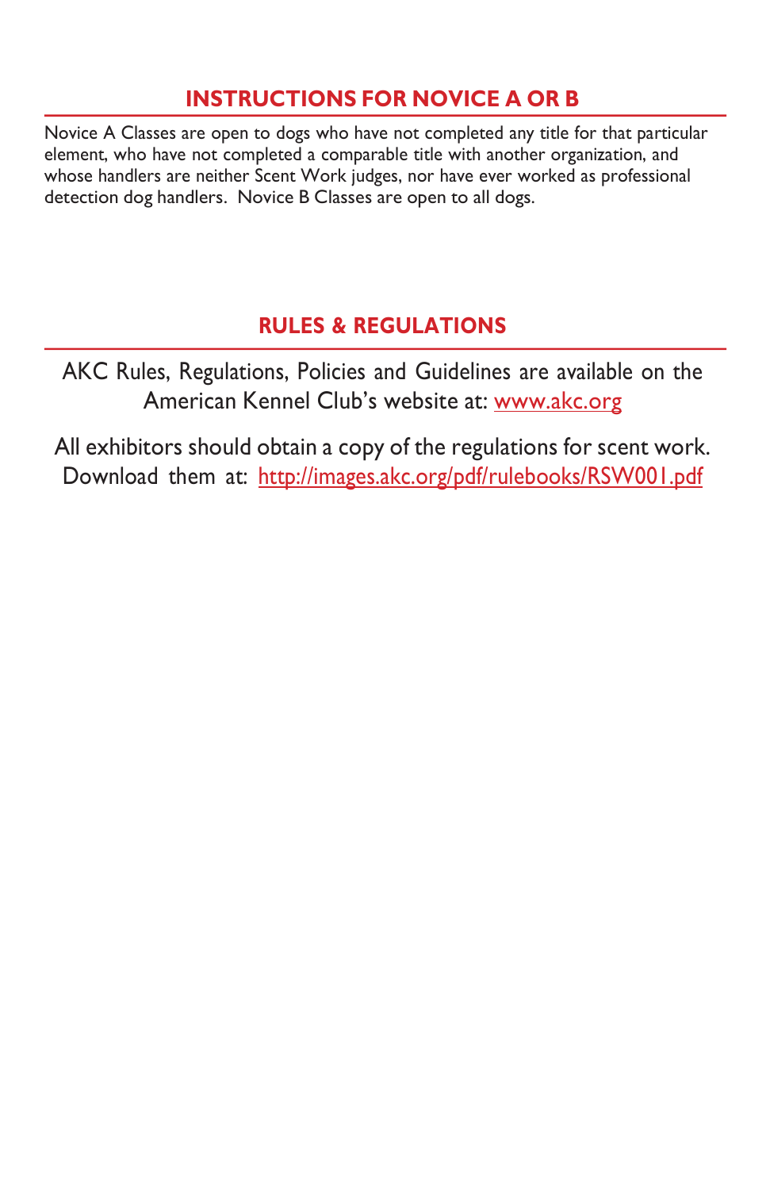## INSTRUCTIONS FOR NOVICE A OR B

Novice A Classes are open to dogs who have not completed any title for that particular element, who have not completed a comparable title with another organization, and whose handlers are neither Scent Work judges, nor have ever worked as professional detection dog handlers. Novice B Classes are open to all dogs.

## RULES & REGULATIONS

AKC Rules, Regulations, Policies and Guidelines are available on the American Kennel Club's website at: www.akc.org

All exhibitors should obtain a copy of the regulations for scent work. Download them at: http://images.akc.org/pdf/rulebooks/RSW001.pdf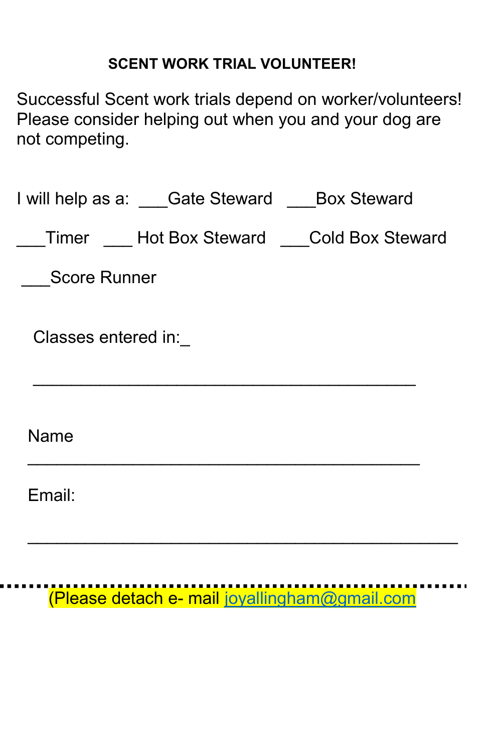**SCENT WORK TRIAL VOLUNTEER!**

Successful Scent work trials depend on worker/volunteers! Please consider helping out when you and your dog are not competing.

I will help as a: ___Gate Steward ___Box Steward

___Timer ___ Hot Box Steward ___Cold Box Steward

___Score Runner

Classes entered in:_

________________________________________

Name ________________________________________

Email:

_____________________________________________

(Please detach e- mail joyallingham@gmail.com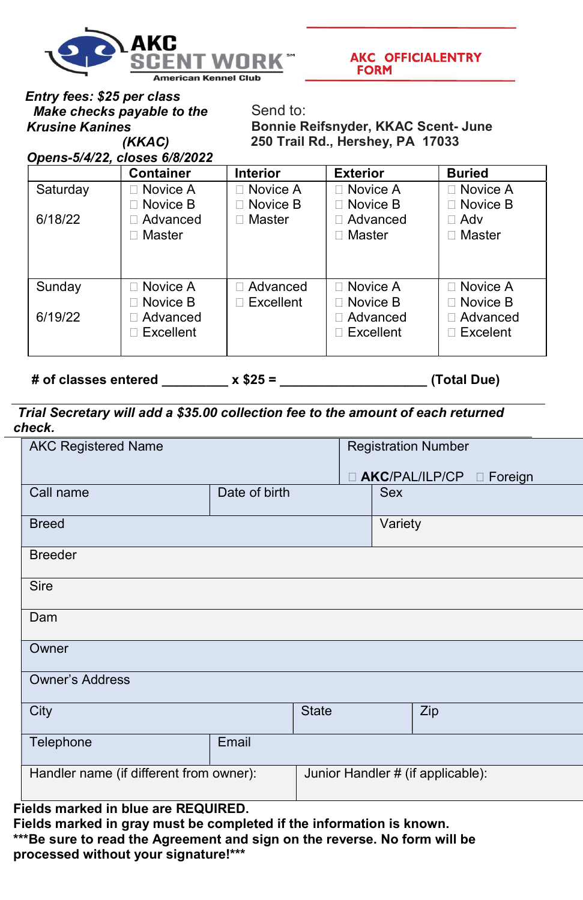**AKC SCENT WORK**℠
American Kennel Club

**AKC OFFICIALENTRY FORM**

***Entry fees: $25 per class***
***Make checks payable to the Krusine Kanines (KKAC)***
***Opens-5/4/22, closes 6/8/2022***

Send to:
**Bonnie Reifsnyder, KKAC Scent- June**
**250 Trail Rd., Hershey, PA 17033**

| | **Container** | **Interior** | **Exterior** | **Buried** |
|---|---|---|---|---|
| Saturday 6/18/22 | ☐ Novice A<br>☐ Novice B<br>☐ Advanced<br>☐ Master | ☐ Novice A<br>☐ Novice B<br>☐ Master | ☐ Novice A<br>☐ Novice B<br>☐ Advanced<br>☐ Master | ☐ Novice A<br>☐ Novice B<br>☐ Adv<br>☐ Master |
| Sunday 6/19/22 | ☐ Novice A<br>☐ Novice B<br>☐ Advanced<br>☐ Excellent | ☐ Advanced<br>☐ Excellent | ☐ Novice A<br>☐ Novice B<br>☐ Advanced<br>☐ Excellent | ☐ Novice A<br>☐ Novice B<br>☐ Advanced<br>☐ Excelent |

**# of classes entered _________ x $25 = ____________________ (Total Due)**

***Trial Secretary will add a $35.00 collection fee to the amount of each returned check.***

| AKC Registered Name | | Registration Number<br>☐ **AKC**/PAL/ILP/CP ☐ Foreign |
|---|---|---|
| Call name | Date of birth | Sex |
| Breed | | Variety |
| Breeder | | |
| Sire | | |
| Dam | | |
| Owner | | |
| Owner's Address | | |
| City | State | Zip |
| Telephone | Email | |
| Handler name (if different from owner): | Junior Handler # (if applicable): | |

**Fields marked in blue are REQUIRED.**
**Fields marked in gray must be completed if the information is known.**
**\*\*\*Be sure to read the Agreement and sign on the reverse. No form will be processed without your signature!\*\*\***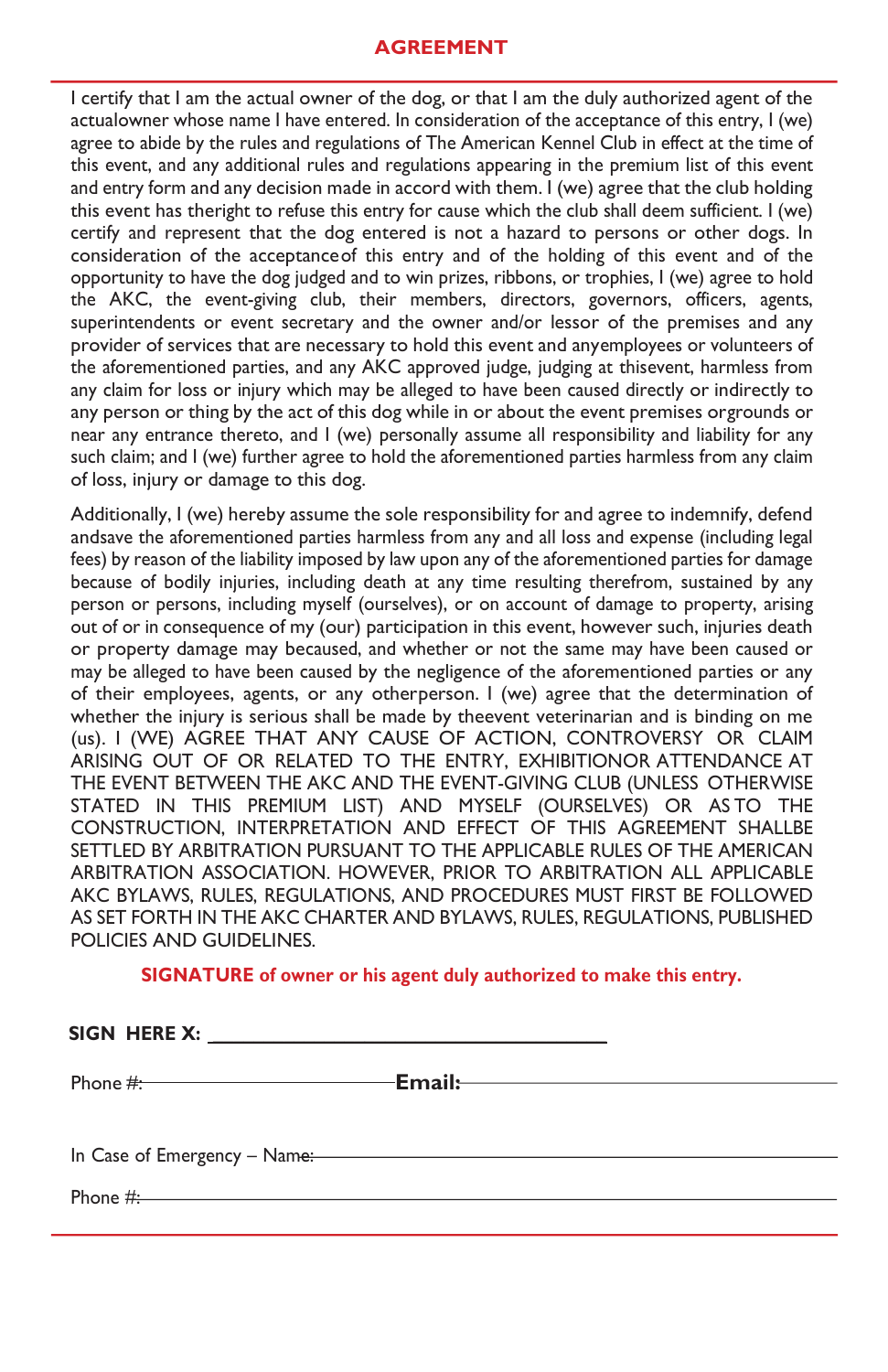## AGREEMENT

I certify that I am the actual owner of the dog, or that I am the duly authorized agent of the actualowner whose name I have entered. In consideration of the acceptance of this entry, I (we) agree to abide by the rules and regulations of The American Kennel Club in effect at the time of this event, and any additional rules and regulations appearing in the premium list of this event and entry form and any decision made in accord with them. I (we) agree that the club holding this event has theright to refuse this entry for cause which the club shall deem sufficient. I (we) certify and represent that the dog entered is not a hazard to persons or other dogs. In consideration of the acceptanceof this entry and of the holding of this event and of the opportunity to have the dog judged and to win prizes, ribbons, or trophies, I (we) agree to hold the AKC, the event-giving club, their members, directors, governors, officers, agents, superintendents or event secretary and the owner and/or lessor of the premises and any provider of services that are necessary to hold this event and anyemployees or volunteers of the aforementioned parties, and any AKC approved judge, judging at thisevent, harmless from any claim for loss or injury which may be alleged to have been caused directly or indirectly to any person or thing by the act of this dog while in or about the event premises orgrounds or near any entrance thereto, and I (we) personally assume all responsibility and liability for any such claim; and I (we) further agree to hold the aforementioned parties harmless from any claim of loss, injury or damage to this dog.

Additionally, I (we) hereby assume the sole responsibility for and agree to indemnify, defend andsave the aforementioned parties harmless from any and all loss and expense (including legal fees) by reason of the liability imposed by law upon any of the aforementioned parties for damage because of bodily injuries, including death at any time resulting therefrom, sustained by any person or persons, including myself (ourselves), or on account of damage to property, arising out of or in consequence of my (our) participation in this event, however such, injuries death or property damage may becaused, and whether or not the same may have been caused or may be alleged to have been caused by the negligence of the aforementioned parties or any of their employees, agents, or any otherperson. I (we) agree that the determination of whether the injury is serious shall be made by theevent veterinarian and is binding on me (us). I (WE) AGREE THAT ANY CAUSE OF ACTION, CONTROVERSY OR CLAIM ARISING OUT OF OR RELATED TO THE ENTRY, EXHIBITIONOR ATTENDANCE AT THE EVENT BETWEEN THE AKC AND THE EVENT-GIVING CLUB (UNLESS OTHERWISE STATED IN THIS PREMIUM LIST) AND MYSELF (OURSELVES) OR AS TO THE CONSTRUCTION, INTERPRETATION AND EFFECT OF THIS AGREEMENT SHALLBE SETTLED BY ARBITRATION PURSUANT TO THE APPLICABLE RULES OF THE AMERICAN ARBITRATION ASSOCIATION. HOWEVER, PRIOR TO ARBITRATION ALL APPLICABLE AKC BYLAWS, RULES, REGULATIONS, AND PROCEDURES MUST FIRST BE FOLLOWED AS SET FORTH IN THE AKC CHARTER AND BYLAWS, RULES, REGULATIONS, PUBLISHED POLICIES AND GUIDELINES.

**SIGNATURE of owner or his agent duly authorized to make this entry.**

**SIGN HERE X:** ______________________________

Phone #: ____________________ **Email:** ____________________

In Case of Emergency – Name: ______________________________

Phone #: ______________________________